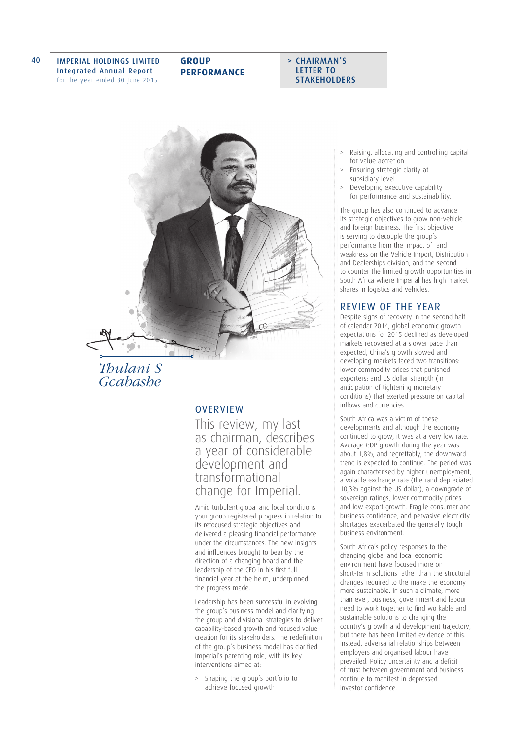*Thulani S Gcabashe*

## OVERVIEW

This review, my last as chairman, describes a year of considerable development and transformational change for Imperial.

Amid turbulent global and local conditions your group registered progress in relation to its refocused strategic objectives and delivered a pleasing financial performance under the circumstances. The new insights and influences brought to bear by the direction of a changing board and the leadership of the CEO in his first full financial year at the helm, underpinned the progress made.

Leadership has been successful in evolving the group's business model and clarifying the group and divisional strategies to deliver capability-based growth and focused value creation for its stakeholders. The redefinition of the group's business model has clarified Imperial's parenting role, with its key interventions aimed at:

- Shaping the group's portfolio to achieve focused growth
- Raising, allocating and controlling capital for value accretion
- Ensuring strategic clarity at subsidiary level
- Developing executive capability for performance and sustainability.

The group has also continued to advance its strategic objectives to grow non-vehicle and foreign business. The first objective is serving to decouple the group's performance from the impact of rand weakness on the Vehicle Import, Distribution and Dealerships division, and the second to counter the limited growth opportunities in South Africa where Imperial has high market shares in logistics and vehicles.

## REVIEW OF THE YEAR

Despite signs of recovery in the second half of calendar 2014, global economic growth expectations for 2015 declined as developed markets recovered at a slower pace than expected, China's growth slowed and developing markets faced two transitions: lower commodity prices that punished exporters; and US dollar strength (in anticipation of tightening monetary conditions) that exerted pressure on capital inflows and currencies.

South Africa was a victim of these developments and although the economy continued to grow, it was at a very low rate. Average GDP growth during the year was about 1,8%, and regrettably, the downward trend is expected to continue. The period was again characterised by higher unemployment, a volatile exchange rate (the rand depreciated 10,3% against the US dollar), a downgrade of sovereign ratings, lower commodity prices and low export growth. Fragile consumer and business confidence, and pervasive electricity shortages exacerbated the generally tough business environment.

South Africa's policy responses to the changing global and local economic environment have focused more on short-term solutions rather than the structural changes required to the make the economy more sustainable. In such a climate, more than ever, business, government and labour need to work together to find workable and sustainable solutions to changing the country's growth and development trajectory, but there has been limited evidence of this. Instead, adversarial relationships between employers and organised labour have prevailed. Policy uncertainty and a deficit of trust between government and business continue to manifest in depressed investor confidence.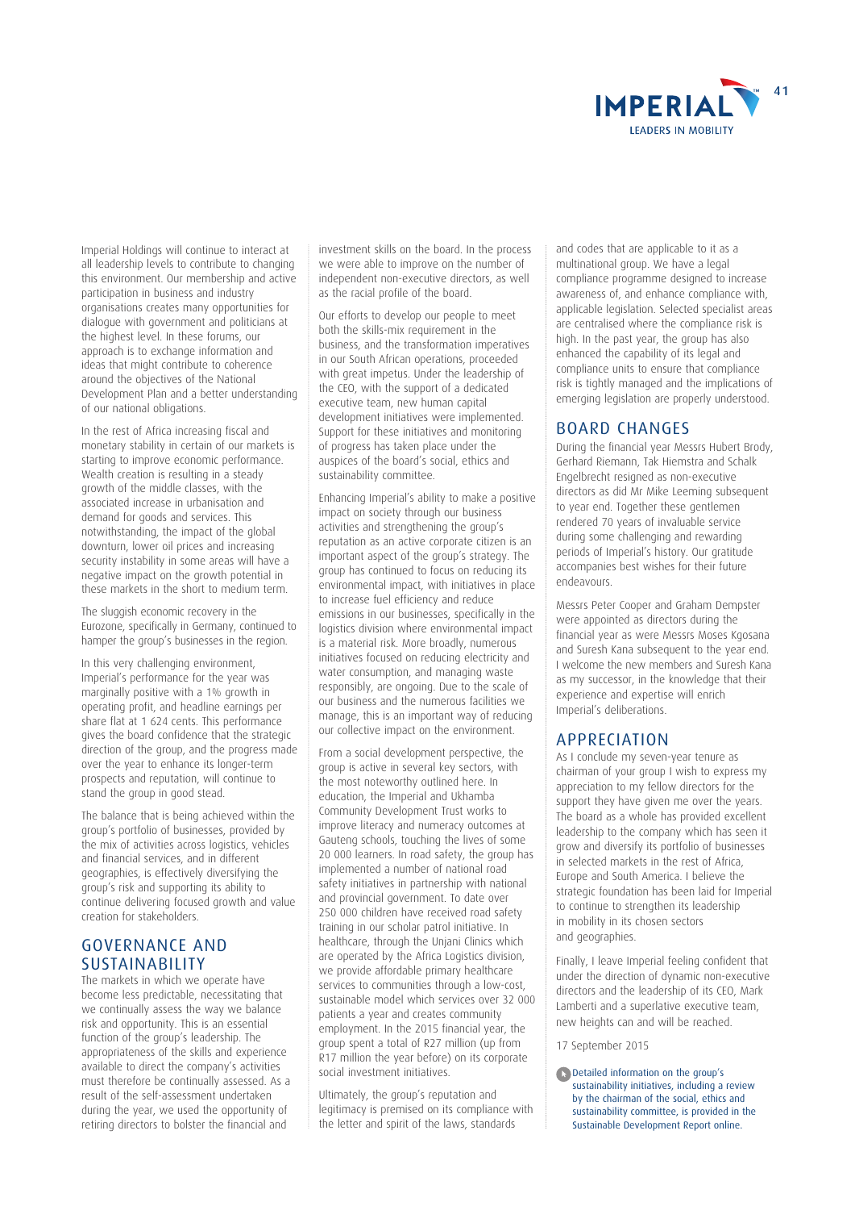Imperial Holdings will continue to interact at all leadership levels to contribute to changing this environment. Our membership and active participation in business and industry organisations creates many opportunities for dialogue with government and politicians at the highest level. In these forums, our approach is to exchange information and ideas that might contribute to coherence around the objectives of the National Development Plan and a better understanding of our national obligations.

In the rest of Africa increasing fiscal and monetary stability in certain of our markets is starting to improve economic performance. Wealth creation is resulting in a steady growth of the middle classes, with the associated increase in urbanisation and demand for goods and services. This notwithstanding, the impact of the global downturn, lower oil prices and increasing security instability in some areas will have a negative impact on the growth potential in these markets in the short to medium term.

The sluggish economic recovery in the Eurozone, specifically in Germany, continued to hamper the group's businesses in the region.

In this very challenging environment, Imperial's performance for the year was marginally positive with a 1% growth in operating profit, and headline earnings per share flat at 1 624 cents. This performance gives the board confidence that the strategic direction of the group, and the progress made over the year to enhance its longer-term prospects and reputation, will continue to stand the group in good stead.

The balance that is being achieved within the group's portfolio of businesses, provided by the mix of activities across logistics, vehicles and financial services, and in different geographies, is effectively diversifying the group's risk and supporting its ability to continue delivering focused growth and value creation for stakeholders.

## GOVERNANCE AND SUSTAINABILITY

The markets in which we operate have become less predictable, necessitating that we continually assess the way we balance risk and opportunity. This is an essential function of the group's leadership. The appropriateness of the skills and experience available to direct the company's activities must therefore be continually assessed. As a result of the self-assessment undertaken during the year, we used the opportunity of retiring directors to bolster the financial and investment skills on the board. In the process we were able to improve on the number of independent non-executive directors, as well as the racial profile of the board.

Our efforts to develop our people to meet both the skills-mix requirement in the business, and the transformation imperatives in our South African operations, proceeded with great impetus. Under the leadership of the CEO, with the support of a dedicated executive team, new human capital development initiatives were implemented. Support for these initiatives and monitoring of progress has taken place under the auspices of the board's social, ethics and sustainability committee.

Enhancing Imperial's ability to make a positive impact on society through our business activities and strengthening the group's reputation as an active corporate citizen is an important aspect of the group's strategy. The group has continued to focus on reducing its environmental impact, with initiatives in place to increase fuel efficiency and reduce emissions in our businesses, specifically in the logistics division where environmental impact is a material risk. More broadly, numerous initiatives focused on reducing electricity and water consumption, and managing waste responsibly, are ongoing. Due to the scale of our business and the numerous facilities we manage, this is an important way of reducing our collective impact on the environment.

From a social development perspective, the group is active in several key sectors, with the most noteworthy outlined here. In education, the Imperial and Ukhamba Community Development Trust works to improve literacy and numeracy outcomes at Gauteng schools, touching the lives of some 20 000 learners. In road safety, the group has implemented a number of national road safety initiatives in partnership with national and provincial government. To date over 250 000 children have received road safety training in our scholar patrol initiative. In healthcare, through the Unjani Clinics which are operated by the Africa Logistics division, we provide affordable primary healthcare services to communities through a low-cost, sustainable model which services over 32 000 patients a year and creates community employment. In the 2015 financial year, the group spent a total of R27 million (up from R17 million the year before) on its corporate social investment initiatives.

Ultimately, the group's reputation and legitimacy is premised on its compliance with the letter and spirit of the laws, standards and codes that are applicable to it as a multinational group. We have a legal compliance programme designed to increase awareness of, and enhance compliance with, applicable legislation. Selected specialist areas are centralised where the compliance risk is high. In the past year, the group has also enhanced the capability of its legal and compliance units to ensure that compliance risk is tightly managed and the implications of emerging legislation are properly understood.

## BOARD CHANGES

During the financial year Messrs Hubert Brody, Gerhard Riemann, Tak Hiemstra and Schalk Engelbrecht resigned as non-executive directors as did Mr Mike Leeming subsequent to year end. Together these gentlemen rendered 70 years of invaluable service during some challenging and rewarding periods of Imperial's history. Our gratitude accompanies best wishes for their future endeavours.

Messrs Peter Cooper and Graham Dempster were appointed as directors during the financial year as were Messrs Moses Kgosana and Suresh Kana subsequent to the year end. I welcome the new members and Suresh Kana as my successor, in the knowledge that their experience and expertise will enrich Imperial's deliberations.

## APPRECIATION

As I conclude my seven-year tenure as chairman of your group I wish to express my appreciation to my fellow directors for the support they have given me over the years. The board as a whole has provided excellent leadership to the company which has seen it grow and diversify its portfolio of businesses in selected markets in the rest of Africa, Europe and South America. I believe the strategic foundation has been laid for Imperial to continue to strengthen its leadership in mobility in its chosen sectors and geographies.

Finally, I leave Imperial feeling confident that under the direction of dynamic non-executive directors and the leadership of its CEO, Mark Lamberti and a superlative executive team, new heights can and will be reached.

17 September 2015

Detailed information on the group's sustainability initiatives, including a review by the chairman of the social, ethics and sustainability committee, is provided in the Sustainable Development Report online.